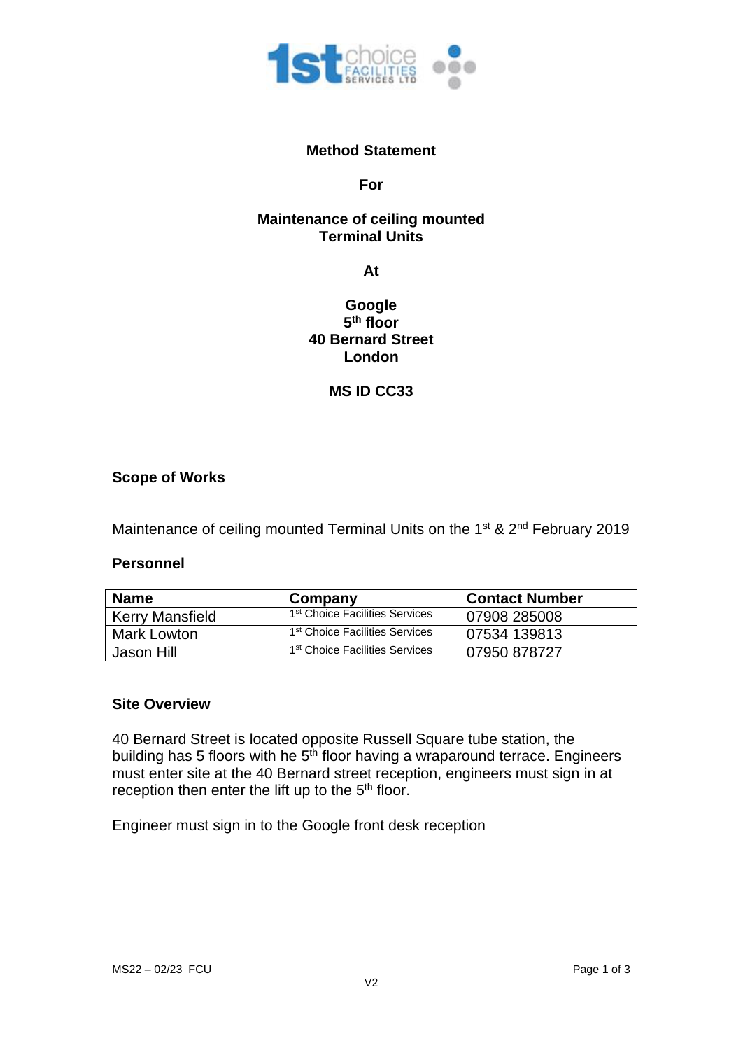**Method Statement**

**For**

**Maintenance of ceiling mounted Terminal Units**

**At**

**Google**
**5th floor**
**40 Bernard Street**
**London**

**MS ID CC33**

## Scope of Works

Maintenance of ceiling mounted Terminal Units on the 1st & 2nd February 2019

## Personnel

| Name | Company | Contact Number |
|---|---|---|
| Kerry Mansfield | 1st Choice Facilities Services | 07908 285008 |
| Mark Lowton | 1st Choice Facilities Services | 07534 139813 |
| Jason Hill | 1st Choice Facilities Services | 07950 878727 |

## Site Overview

40 Bernard Street is located opposite Russell Square tube station, the building has 5 floors with he 5th floor having a wraparound terrace. Engineers must enter site at the 40 Bernard street reception, engineers must sign in at reception then enter the lift up to the 5th floor.

Engineer must sign in to the Google front desk reception

MS22 – 02/23 FCU

V2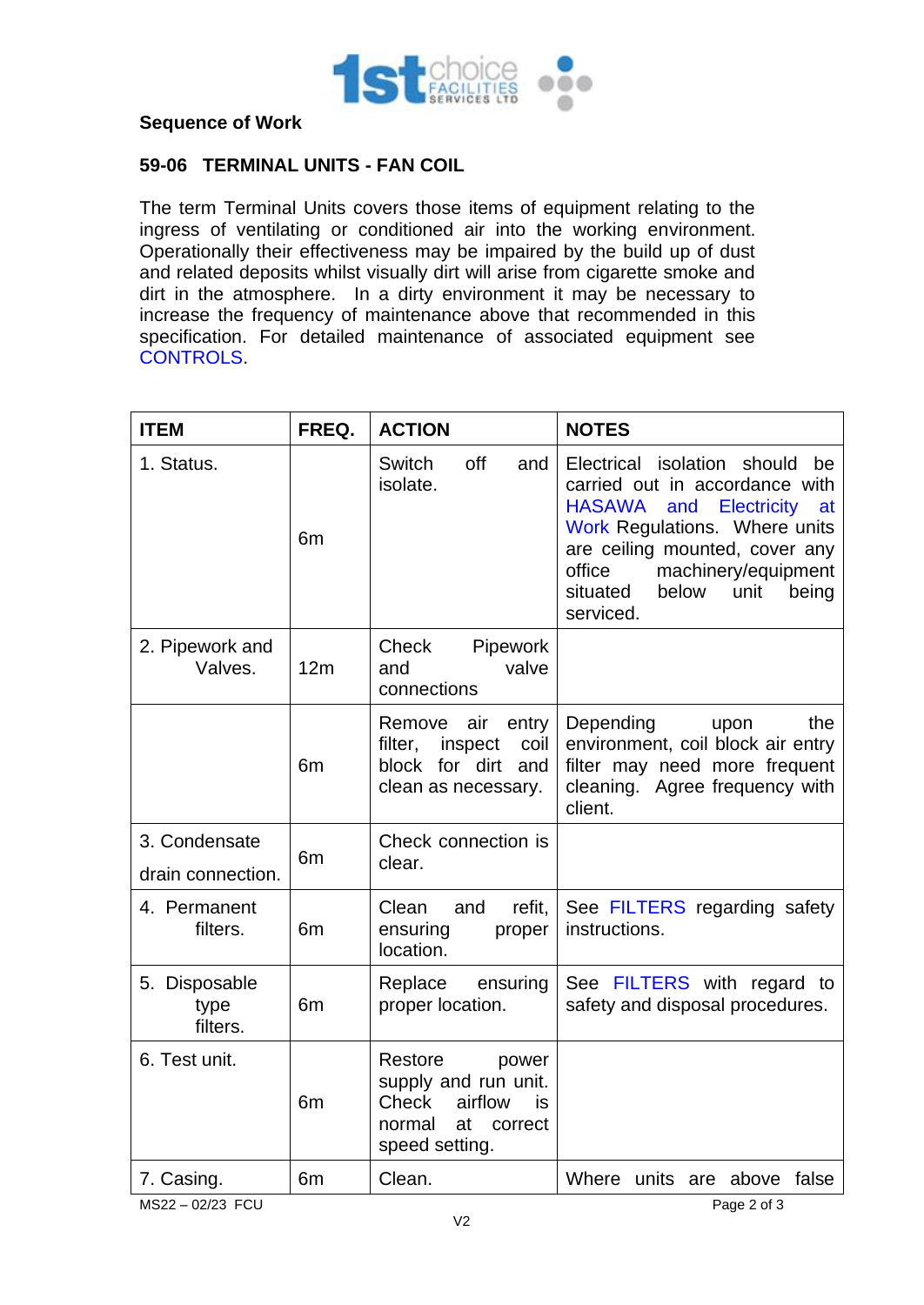**Sequence of Work**

**59-06 TERMINAL UNITS - FAN COIL**

The term Terminal Units covers those items of equipment relating to the ingress of ventilating or conditioned air into the working environment. Operationally their effectiveness may be impaired by the build up of dust and related deposits whilst visually dirt will arise from cigarette smoke and dirt in the atmosphere. In a dirty environment it may be necessary to increase the frequency of maintenance above that recommended in this specification. For detailed maintenance of associated equipment see CONTROLS.

| ITEM | FREQ. | ACTION | NOTES |
|---|---|---|---|
| 1. Status. | 6m | Switch off and isolate. | Electrical isolation should be carried out in accordance with HASAWA and Electricity at Work Regulations. Where units are ceiling mounted, cover any office machinery/equipment situated below unit being serviced. |
| 2. Pipework and Valves. | 12m | Check Pipework and valve connections | |
| | 6m | Remove air entry filter, inspect coil block for dirt and clean as necessary. | Depending upon the environment, coil block air entry filter may need more frequent cleaning. Agree frequency with client. |
| 3. Condensate drain connection. | 6m | Check connection is clear. | |
| 4. Permanent filters. | 6m | Clean and refit, ensuring proper location. | See FILTERS regarding safety instructions. |
| 5. Disposable type filters. | 6m | Replace ensuring proper location. | See FILTERS with regard to safety and disposal procedures. |
| 6. Test unit. | 6m | Restore power supply and run unit. Check airflow is normal at correct speed setting. | |
| 7. Casing. | 6m | Clean. | Where units are above false |

MS22 – 02/23 FCU

V2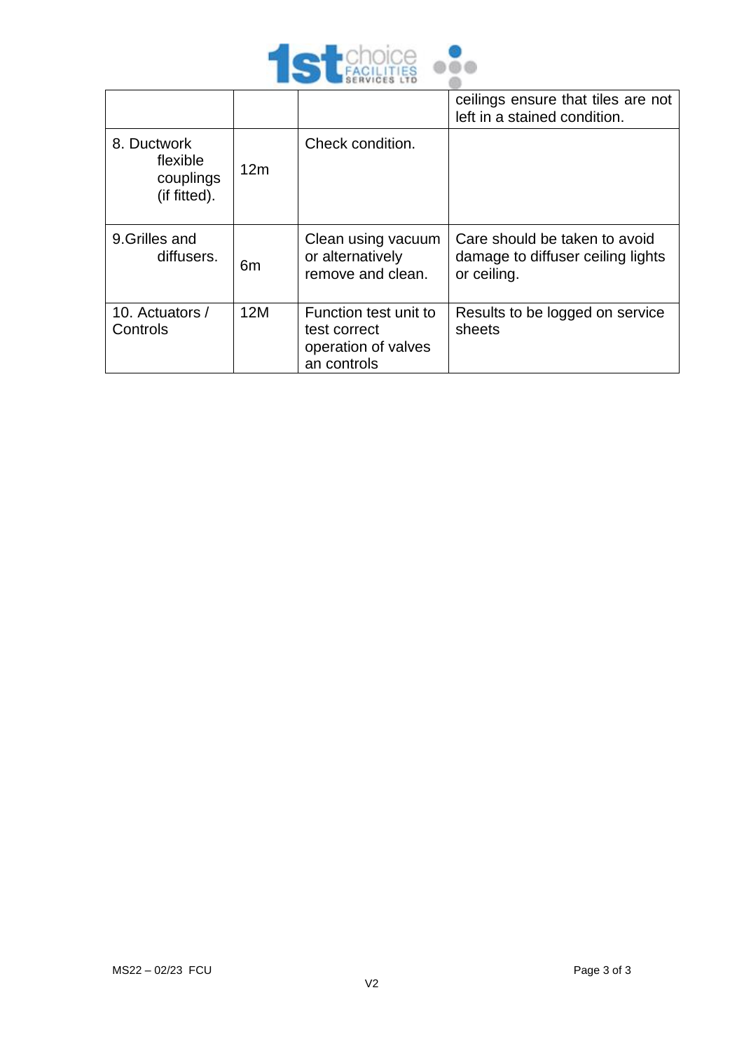| | | | |
|---|---|---|---|
| | | | ceilings ensure that tiles are not left in a stained condition. |
| 8. Ductwork flexible couplings (if fitted). | 12m | Check condition. | |
| 9.Grilles and diffusers. | 6m | Clean using vacuum or alternatively remove and clean. | Care should be taken to avoid damage to diffuser ceiling lights or ceiling. |
| 10. Actuators / Controls | 12M | Function test unit to test correct operation of valves an controls | Results to be logged on service sheets |

MS22 – 02/23 FCU

V2